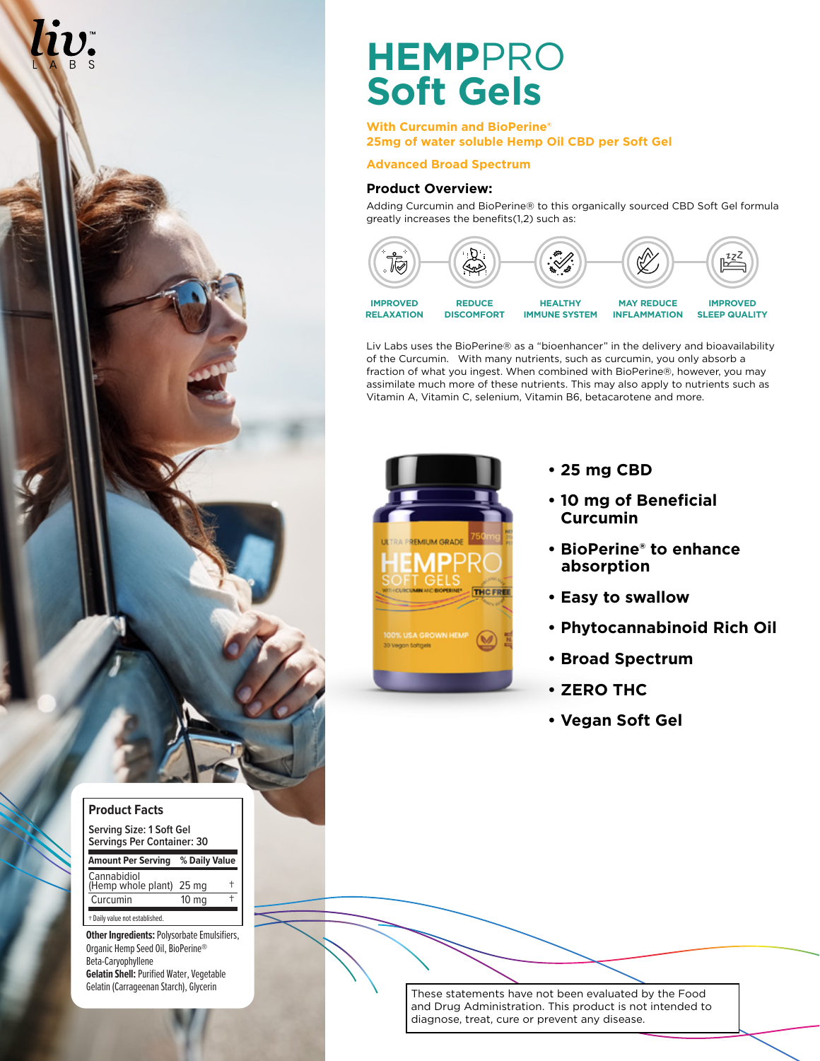# HEMPPRO Soft Gels

**With Curcumin and BioPerine®**
**25mg of water soluble Hemp Oil CBD per Soft Gel**

**Advanced Broad Spectrum**

### Product Overview:

Adding Curcumin and BioPerine® to this organically sourced CBD Soft Gel formula greatly increases the benefits(1,2) such as:

- IMPROVED RELAXATION
- REDUCE DISCOMFORT
- HEALTHY IMMUNE SYSTEM
- MAY REDUCE INFLAMMATION
- IMPROVED SLEEP QUALITY

Liv Labs uses the BioPerine® as a "bioenhancer" in the delivery and bioavailability of the Curcumin. With many nutrients, such as curcumin, you only absorb a fraction of what you ingest. When combined with BioPerine®, however, you may assimilate much more of these nutrients. This may also apply to nutrients such as Vitamin A, Vitamin C, selenium, Vitamin B6, betacarotene and more.

- **25 mg CBD**
- **10 mg of Beneficial Curcumin**
- **BioPerine® to enhance absorption**
- **Easy to swallow**
- **Phytocannabinoid Rich Oil**
- **Broad Spectrum**
- **ZERO THC**
- **Vegan Soft Gel**

### Product Facts

Serving Size: 1 Soft Gel
Servings Per Container: 30

| Amount Per Serving | | % Daily Value |
|---|---|---|
| Cannabidiol (Hemp whole plant) | 25 mg | † |
| Curcumin | 10 mg | † |

† Daily value not established.

**Other Ingredients:** Polysorbate Emulsifiers, Organic Hemp Seed Oil, BioPerine® Beta-Caryophyllene
**Gelatin Shell:** Purified Water, Vegetable Gelatin (Carrageenan Starch), Glycerin

These statements have not been evaluated by the Food and Drug Administration. This product is not intended to diagnose, treat, cure or prevent any disease.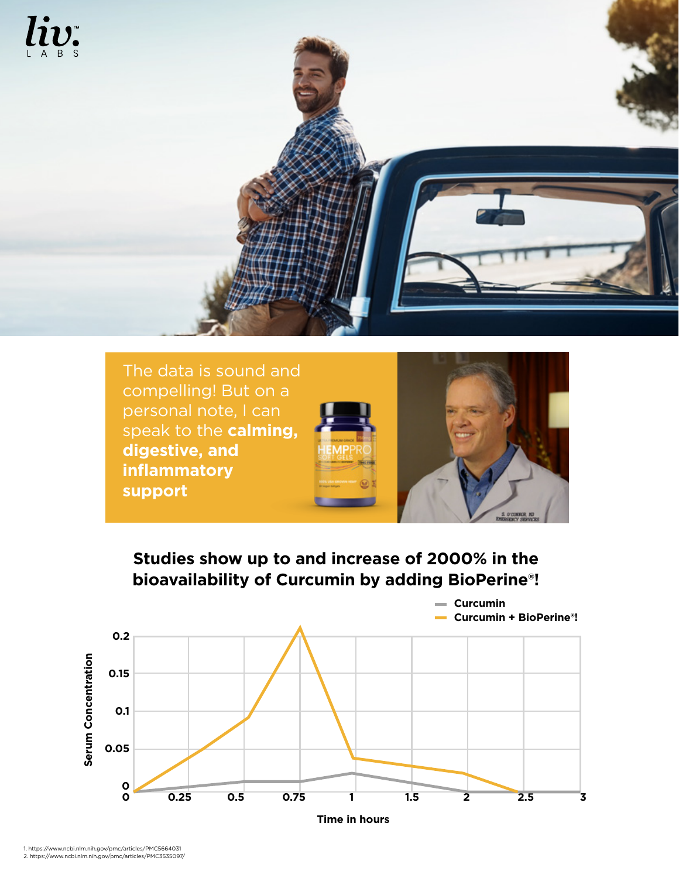liv.™ LABS

The data is sound and compelling! But on a personal note, I can speak to the **calming, digestive, and inflammatory support**

HEMPPRO SOFT GELS

S. O'CONNOR, MD
EMERGENCY SERVICES

**Studies show up to and increase of 2000% in the bioavailability of Curcumin by adding BioPerine®!**

Curcumin
Curcumin + BioPerine®!

Serum Concentration

0.2
0.15
0.1
0.05
0

0
0.25
0.5
0.75
1
1.5
2
2.5
3

Time in hours

1. https://www.ncbi.nlm.nih.gov/pmc/articles/PMC5664031
2. https://www.ncbi.nlm.nih.gov/pmc/articles/PMC3535097/